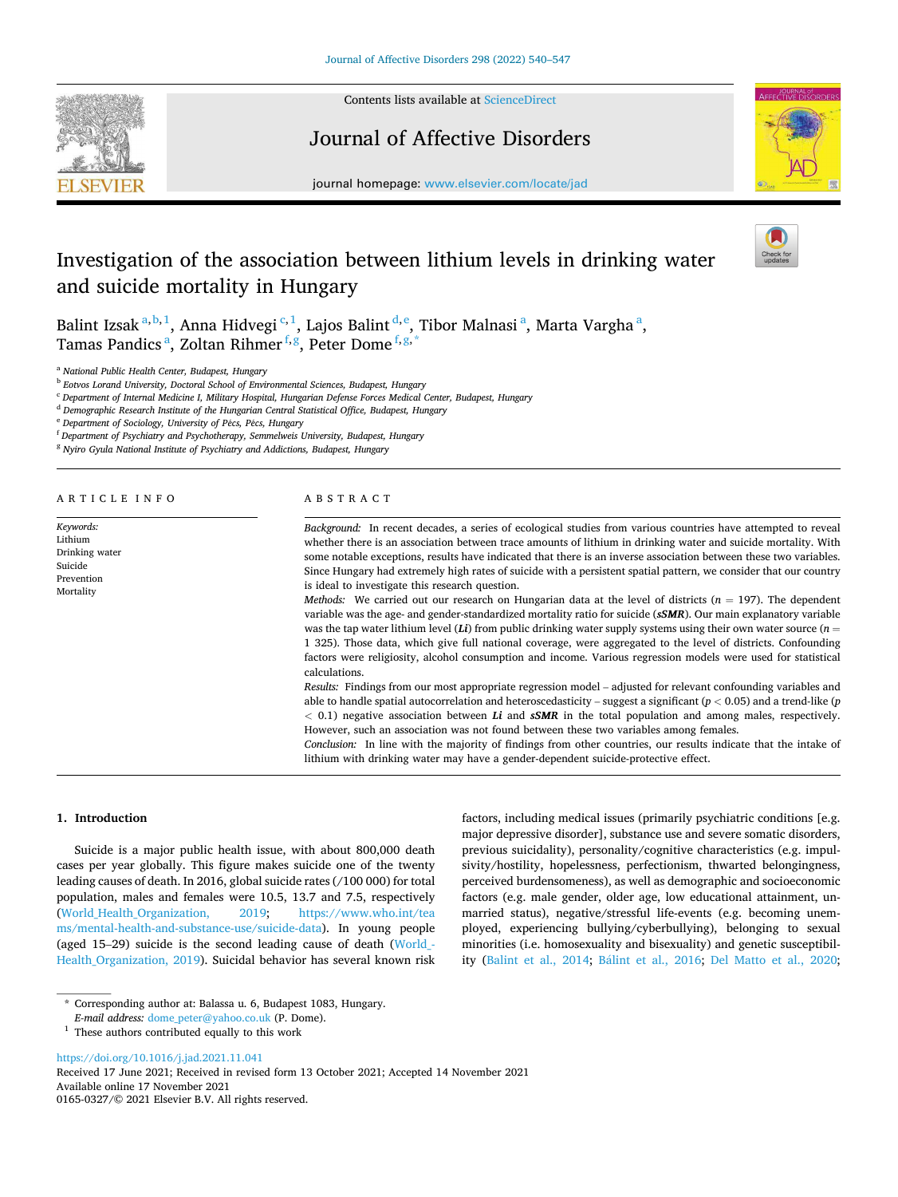# Investigation of the association between lithium levels in drinking water and suicide mortality in Hungary

Balint Izsak [a,b,1], Anna Hidvegi [c,1], Lajos Balint [d,e], Tibor Malnasi [a], Marta Vargha [a], Tamas Pandics [a], Zoltan Rihmer [f,g], Peter Dome [f,g,*]

[a] National Public Health Center, Budapest, Hungary
[b] Eotvos Lorand University, Doctoral School of Environmental Sciences, Budapest, Hungary
[c] Department of Internal Medicine I, Military Hospital, Hungarian Defense Forces Medical Center, Budapest, Hungary
[d] Demographic Research Institute of the Hungarian Central Statistical Office, Budapest, Hungary
[e] Department of Sociology, University of Pécs, Pécs, Hungary
[f] Department of Psychiatry and Psychotherapy, Semmelweis University, Budapest, Hungary
[g] Nyiro Gyula National Institute of Psychiatry and Addictions, Budapest, Hungary

## ARTICLE INFO

*Keywords:*
Lithium
Drinking water
Suicide
Prevention
Mortality

## ABSTRACT

*Background:* In recent decades, a series of ecological studies from various countries have attempted to reveal whether there is an association between trace amounts of lithium in drinking water and suicide mortality. With some notable exceptions, results have indicated that there is an inverse association between these two variables. Since Hungary had extremely high rates of suicide with a persistent spatial pattern, we consider that our country is ideal to investigate this research question.

*Methods:* We carried out our research on Hungarian data at the level of districts ($n = 197$). The dependent variable was the age- and gender-standardized mortality ratio for suicide (***sSMR***). Our main explanatory variable was the tap water lithium level (***Li***) from public drinking water supply systems using their own water source ($n = 1\ 325$). Those data, which give full national coverage, were aggregated to the level of districts. Confounding factors were religiosity, alcohol consumption and income. Various regression models were used for statistical calculations.

*Results:* Findings from our most appropriate regression model – adjusted for relevant confounding variables and able to handle spatial autocorrelation and heteroscedasticity – suggest a significant ($p < 0.05$) and a trend-like ($p < 0.1$) negative association between ***Li*** and ***sSMR*** in the total population and among males, respectively. However, such an association was not found between these two variables among females.

*Conclusion:* In line with the majority of findings from other countries, our results indicate that the intake of lithium with drinking water may have a gender-dependent suicide-protective effect.

## 1. Introduction

Suicide is a major public health issue, with about 800,000 death cases per year globally. This figure makes suicide one of the twenty leading causes of death. In 2016, global suicide rates (/100 000) for total population, males and females were 10.5, 13.7 and 7.5, respectively (World_Health_Organization, 2019; https://www.who.int/teams/mental-health-and-substance-use/suicide-data). In young people (aged 15–29) suicide is the second leading cause of death (World_Health_Organization, 2019). Suicidal behavior has several known risk factors, including medical issues (primarily psychiatric conditions [e.g. major depressive disorder], substance use and severe somatic disorders, previous suicidality), personality/cognitive characteristics (e.g. impulsivity/hostility, hopelessness, perfectionism, thwarted belongingness, perceived burdensomeness), as well as demographic and socioeconomic factors (e.g. male gender, older age, low educational attainment, unmarried status), negative/stressful life-events (e.g. becoming unemployed, experiencing bullying/cyberbullying), belonging to sexual minorities (i.e. homosexuality and bisexuality) and genetic susceptibility (Balint et al., 2014; Bálint et al., 2016; Del Matto et al., 2020;

\* Corresponding author at: Balassa u. 6, Budapest 1083, Hungary.
*E-mail address:* dome_peter@yahoo.co.uk (P. Dome).
[1] These authors contributed equally to this work

https://doi.org/10.1016/j.jad.2021.11.041
Received 17 June 2021; Received in revised form 13 October 2021; Accepted 14 November 2021
Available online 17 November 2021
0165-0327/© 2021 Elsevier B.V. All rights reserved.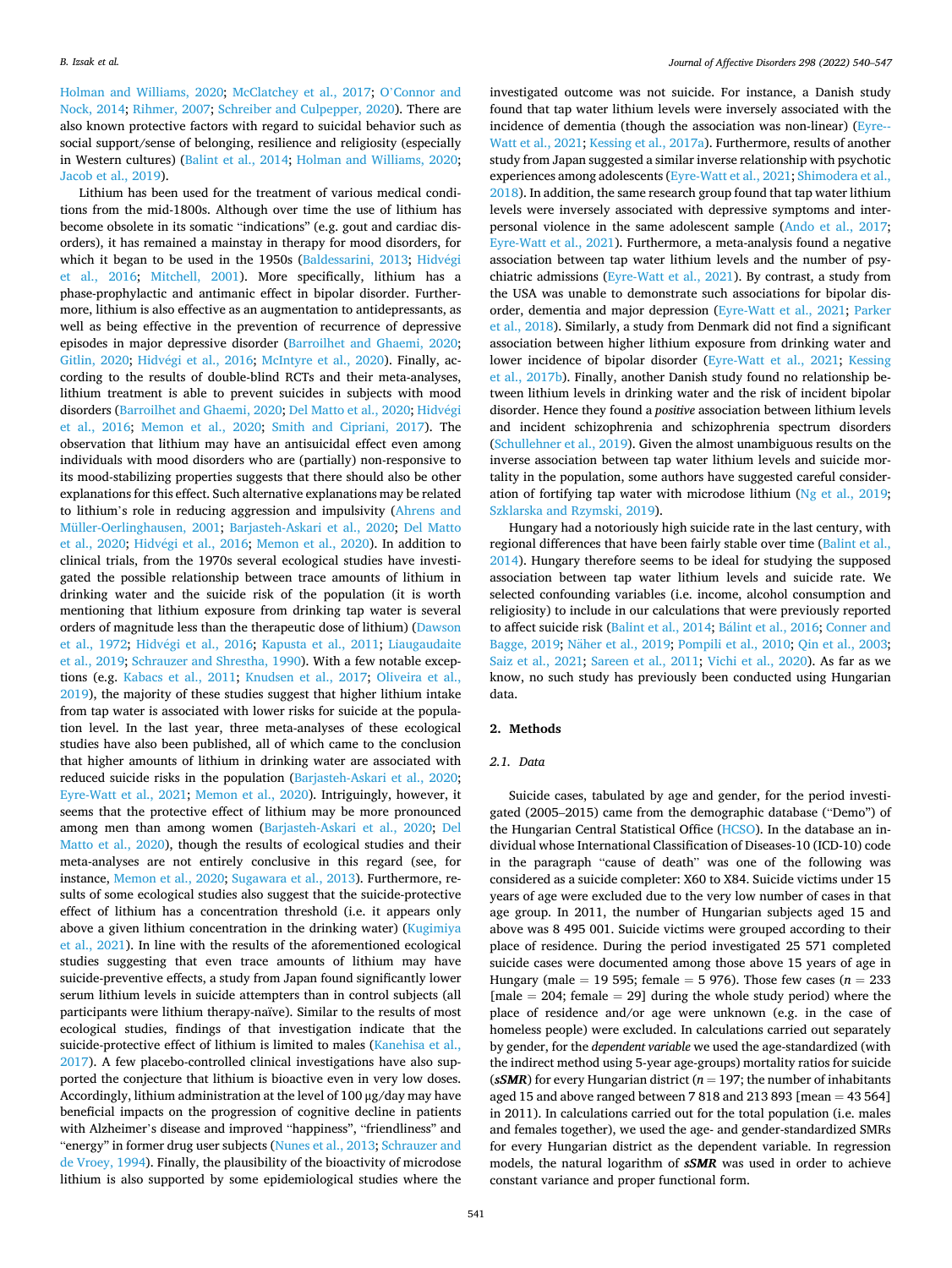Holman and Williams, 2020; McClatchey et al., 2017; O'Connor and Nock, 2014; Rihmer, 2007; Schreiber and Culpepper, 2020). There are also known protective factors with regard to suicidal behavior such as social support/sense of belonging, resilience and religiosity (especially in Western cultures) (Balint et al., 2014; Holman and Williams, 2020; Jacob et al., 2019).

Lithium has been used for the treatment of various medical conditions from the mid-1800s. Although over time the use of lithium has become obsolete in its somatic "indications" (e.g. gout and cardiac disorders), it has remained a mainstay in therapy for mood disorders, for which it began to be used in the 1950s (Baldessarini, 2013; Hidvégi et al., 2016; Mitchell, 2001). More specifically, lithium has a phase-prophylactic and antimanic effect in bipolar disorder. Furthermore, lithium is also effective as an augmentation to antidepressants, as well as being effective in the prevention of recurrence of depressive episodes in major depressive disorder (Barroilhet and Ghaemi, 2020; Gitlin, 2020; Hidvégi et al., 2016; McIntyre et al., 2020). Finally, according to the results of double-blind RCTs and their meta-analyses, lithium treatment is able to prevent suicides in subjects with mood disorders (Barroilhet and Ghaemi, 2020; Del Matto et al., 2020; Hidvégi et al., 2016; Memon et al., 2020; Smith and Cipriani, 2017). The observation that lithium may have an antisuicidal effect even among individuals with mood disorders who are (partially) non-responsive to its mood-stabilizing properties suggests that there should also be other explanations for this effect. Such alternative explanations may be related to lithium's role in reducing aggression and impulsivity (Ahrens and Müller-Oerlinghausen, 2001; Barjasteh-Askari et al., 2020; Del Matto et al., 2020; Hidvégi et al., 2016; Memon et al., 2020). In addition to clinical trials, from the 1970s several ecological studies have investigated the possible relationship between trace amounts of lithium in drinking water and the suicide risk of the population (it is worth mentioning that lithium exposure from drinking tap water is several orders of magnitude less than the therapeutic dose of lithium) (Dawson et al., 1972; Hidvégi et al., 2016; Kapusta et al., 2011; Liaugaudaite et al., 2019; Schrauzer and Shrestha, 1990). With a few notable exceptions (e.g. Kabacs et al., 2011; Knudsen et al., 2017; Oliveira et al., 2019), the majority of these studies suggest that higher lithium intake from tap water is associated with lower risks for suicide at the population level. In the last year, three meta-analyses of these ecological studies have also been published, all of which came to the conclusion that higher amounts of lithium in drinking water are associated with reduced suicide risks in the population (Barjasteh-Askari et al., 2020; Eyre-Watt et al., 2021; Memon et al., 2020). Intriguingly, however, it seems that the protective effect of lithium may be more pronounced among men than among women (Barjasteh-Askari et al., 2020; Del Matto et al., 2020), though the results of ecological studies and their meta-analyses are not entirely conclusive in this regard (see, for instance, Memon et al., 2020; Sugawara et al., 2013). Furthermore, results of some ecological studies also suggest that the suicide-protective effect of lithium has a concentration threshold (i.e. it appears only above a given lithium concentration in the drinking water) (Kugimiya et al., 2021). In line with the results of the aforementioned ecological studies suggesting that even trace amounts of lithium may have suicide-preventive effects, a study from Japan found significantly lower serum lithium levels in suicide attempters than in control subjects (all participants were lithium therapy-naïve). Similar to the results of most ecological studies, findings of that investigation indicate that the suicide-protective effect of lithium is limited to males (Kanehisa et al., 2017). A few placebo-controlled clinical investigations have also supported the conjecture that lithium is bioactive even in very low doses. Accordingly, lithium administration at the level of 100 μg/day may have beneficial impacts on the progression of cognitive decline in patients with Alzheimer's disease and improved "happiness", "friendliness" and "energy" in former drug user subjects (Nunes et al., 2013; Schrauzer and de Vroey, 1994). Finally, the plausibility of the bioactivity of microdose lithium is also supported by some epidemiological studies where the investigated outcome was not suicide. For instance, a Danish study found that tap water lithium levels were inversely associated with the incidence of dementia (though the association was non-linear) (Eyre-Watt et al., 2021; Kessing et al., 2017a). Furthermore, results of another study from Japan suggested a similar inverse relationship with psychotic experiences among adolescents (Eyre-Watt et al., 2021; Shimodera et al., 2018). In addition, the same research group found that tap water lithium levels were inversely associated with depressive symptoms and interpersonal violence in the same adolescent sample (Ando et al., 2017; Eyre-Watt et al., 2021). Furthermore, a meta-analysis found a negative association between tap water lithium levels and the number of psychiatric admissions (Eyre-Watt et al., 2021). By contrast, a study from the USA was unable to demonstrate such associations for bipolar disorder, dementia and major depression (Eyre-Watt et al., 2021; Parker et al., 2018). Similarly, a study from Denmark did not find a significant association between higher lithium exposure from drinking water and lower incidence of bipolar disorder (Eyre-Watt et al., 2021; Kessing et al., 2017b). Finally, another Danish study found no relationship between lithium levels in drinking water and the risk of incident bipolar disorder. Hence they found a *positive* association between lithium levels and incident schizophrenia and schizophrenia spectrum disorders (Schullehner et al., 2019). Given the almost unambiguous results on the inverse association between tap water lithium levels and suicide mortality in the population, some authors have suggested careful consideration of fortifying tap water with microdose lithium (Ng et al., 2019; Szklarska and Rzymski, 2019).

Hungary had a notoriously high suicide rate in the last century, with regional differences that have been fairly stable over time (Balint et al., 2014). Hungary therefore seems to be ideal for studying the supposed association between tap water lithium levels and suicide rate. We selected confounding variables (i.e. income, alcohol consumption and religiosity) to include in our calculations that were previously reported to affect suicide risk (Balint et al., 2014; Bálint et al., 2016; Conner and Bagge, 2019; Näher et al., 2019; Pompili et al., 2010; Qin et al., 2003; Saiz et al., 2021; Sareen et al., 2011; Vichi et al., 2020). As far as we know, no such study has previously been conducted using Hungarian data.

## 2. Methods

### 2.1. Data

Suicide cases, tabulated by age and gender, for the period investigated (2005–2015) came from the demographic database ("Demo") of the Hungarian Central Statistical Office (HCSO). In the database an individual whose International Classification of Diseases-10 (ICD-10) code in the paragraph "cause of death" was one of the following was considered as a suicide completer: X60 to X84. Suicide victims under 15 years of age were excluded due to the very low number of cases in that age group. In 2011, the number of Hungarian subjects aged 15 and above was 8 495 001. Suicide victims were grouped according to their place of residence. During the period investigated 25 571 completed suicide cases were documented among those above 15 years of age in Hungary (male = 19 595; female = 5 976). Those few cases ($n$ = 233 [male = 204; female = 29] during the whole study period) where the place of residence and/or age were unknown (e.g. in the case of homeless people) were excluded. In calculations carried out separately by gender, for the *dependent variable* we used the age-standardized (with the indirect method using 5-year age-groups) mortality ratios for suicide (***sSMR***) for every Hungarian district ($n$ = 197; the number of inhabitants aged 15 and above ranged between 7 818 and 213 893 [mean = 43 564] in 2011). In calculations carried out for the total population (i.e. males and females together), we used the age- and gender-standardized SMRs for every Hungarian district as the dependent variable. In regression models, the natural logarithm of ***sSMR*** was used in order to achieve constant variance and proper functional form.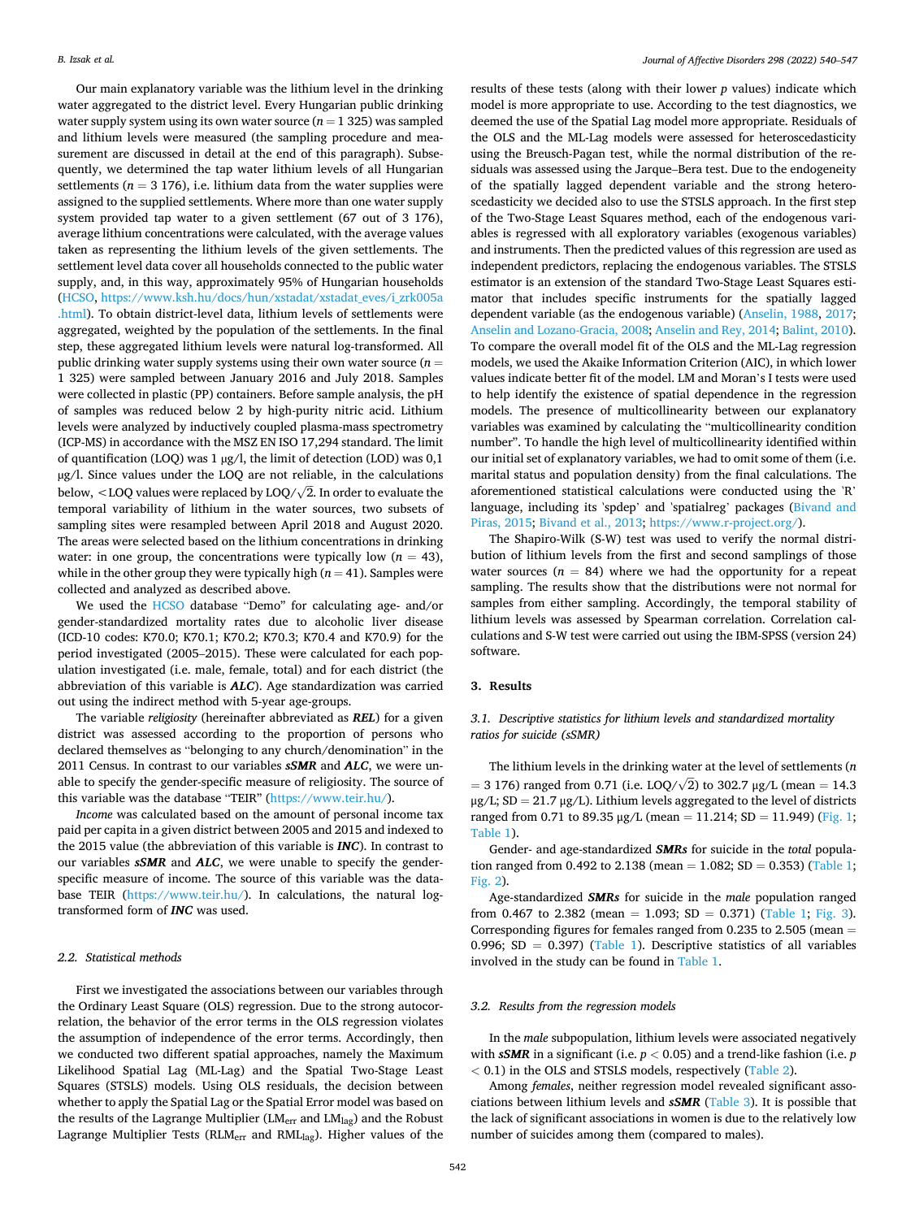Our main explanatory variable was the lithium level in the drinking water aggregated to the district level. Every Hungarian public drinking water supply system using its own water source ($n = 1\,325$) was sampled and lithium levels were measured (the sampling procedure and measurement are discussed in detail at the end of this paragraph). Subsequently, we determined the tap water lithium levels of all Hungarian settlements ($n = 3\,176$), i.e. lithium data from the water supplies were assigned to the supplied settlements. Where more than one water supply system provided tap water to a given settlement (67 out of 3 176), average lithium concentrations were calculated, with the average values taken as representing the lithium levels of the given settlements. The settlement level data cover all households connected to the public water supply, and, in this way, approximately 95% of Hungarian households (HCSO, https://www.ksh.hu/docs/hun/xstadat/xstadat_eves/i_zrk005a.html). To obtain district-level data, lithium levels of settlements were aggregated, weighted by the population of the settlements. In the final step, these aggregated lithium levels were natural log-transformed. All public drinking water supply systems using their own water source ($n = 1\,325$) were sampled between January 2016 and July 2018. Samples were collected in plastic (PP) containers. Before sample analysis, the pH of samples was reduced below 2 by high-purity nitric acid. Lithium levels were analyzed by inductively coupled plasma-mass spectrometry (ICP-MS) in accordance with the MSZ EN ISO 17,294 standard. The limit of quantification (LOQ) was 1 μg/l, the limit of detection (LOD) was 0,1 μg/l. Since values under the LOQ are not reliable, in the calculations below, <LOQ values were replaced by LOQ/$\sqrt{2}$. In order to evaluate the temporal variability of lithium in the water sources, two subsets of sampling sites were resampled between April 2018 and August 2020. The areas were selected based on the lithium concentrations in drinking water: in one group, the concentrations were typically low ($n = 43$), while in the other group they were typically high ($n = 41$). Samples were collected and analyzed as described above.

We used the HCSO database "Demo" for calculating age- and/or gender-standardized mortality rates due to alcoholic liver disease (ICD-10 codes: K70.0; K70.1; K70.2; K70.3; K70.4 and K70.9) for the period investigated (2005–2015). These were calculated for each population investigated (i.e. male, female, total) and for each district (the abbreviation of this variable is ***ALC***). Age standardization was carried out using the indirect method with 5-year age-groups.

The variable *religiosity* (hereinafter abbreviated as ***REL***) for a given district was assessed according to the proportion of persons who declared themselves as "belonging to any church/denomination" in the 2011 Census. In contrast to our variables ***sSMR*** and ***ALC***, we were unable to specify the gender-specific measure of religiosity. The source of this variable was the database "TEIR" (https://www.teir.hu/).

*Income* was calculated based on the amount of personal income tax paid per capita in a given district between 2005 and 2015 and indexed to the 2015 value (the abbreviation of this variable is ***INC***). In contrast to our variables ***sSMR*** and ***ALC***, we were unable to specify the gender-specific measure of income. The source of this variable was the database TEIR (https://www.teir.hu/). In calculations, the natural log-transformed form of ***INC*** was used.

### 2.2. Statistical methods

First we investigated the associations between our variables through the Ordinary Least Square (OLS) regression. Due to the strong autocorrelation, the behavior of the error terms in the OLS regression violates the assumption of independence of the error terms. Accordingly, then we conducted two different spatial approaches, namely the Maximum Likelihood Spatial Lag (ML-Lag) and the Spatial Two-Stage Least Squares (STSLS) models. Using OLS residuals, the decision between whether to apply the Spatial Lag or the Spatial Error model was based on the results of the Lagrange Multiplier ($LM_{err}$ and $LM_{lag}$) and the Robust Lagrange Multiplier Tests ($RLM_{err}$ and $RML_{lag}$). Higher values of the results of these tests (along with their lower $p$ values) indicate which model is more appropriate to use. According to the test diagnostics, we deemed the use of the Spatial Lag model more appropriate. Residuals of the OLS and the ML-Lag models were assessed for heteroscedasticity using the Breusch-Pagan test, while the normal distribution of the residuals was assessed using the Jarque–Bera test. Due to the endogeneity of the spatially lagged dependent variable and the strong heteroscedasticity we decided also to use the STSLS approach. In the first step of the Two-Stage Least Squares method, each of the endogenous variables is regressed with all exploratory variables (exogenous variables) and instruments. Then the predicted values of this regression are used as independent predictors, replacing the endogenous variables. The STSLS estimator is an extension of the standard Two-Stage Least Squares estimator that includes specific instruments for the spatially lagged dependent variable (as the endogenous variable) (Anselin, 1988, 2017; Anselin and Lozano-Gracia, 2008; Anselin and Rey, 2014; Balint, 2010). To compare the overall model fit of the OLS and the ML-Lag regression models, we used the Akaike Information Criterion (AIC), in which lower values indicate better fit of the model. LM and Moran's I tests were used to help identify the existence of spatial dependence in the regression models. The presence of multicollinearity between our explanatory variables was examined by calculating the "multicollinearity condition number". To handle the high level of multicollinearity identified within our initial set of explanatory variables, we had to omit some of them (i.e. marital status and population density) from the final calculations. The aforementioned statistical calculations were conducted using the 'R' language, including its 'spdep' and 'spatialreg' packages (Bivand and Piras, 2015; Bivand et al., 2013; https://www.r-project.org/).

The Shapiro-Wilk (S-W) test was used to verify the normal distribution of lithium levels from the first and second samplings of those water sources ($n = 84$) where we had the opportunity for a repeat sampling. The results show that the distributions were not normal for samples from either sampling. Accordingly, the temporal stability of lithium levels was assessed by Spearman correlation. Correlation calculations and S-W test were carried out using the IBM-SPSS (version 24) software.

## 3. Results

### 3.1. Descriptive statistics for lithium levels and standardized mortality ratios for suicide (sSMR)

The lithium levels in the drinking water at the level of settlements ($n = 3\,176$) ranged from 0.71 (i.e. LOQ/$\sqrt{2}$) to 302.7 μg/L (mean = 14.3 μg/L; SD = 21.7 μg/L). Lithium levels aggregated to the level of districts ranged from 0.71 to 89.35 μg/L (mean = 11.214; SD = 11.949) (Fig. 1; Table 1).

Gender- and age-standardized ***SMRs*** for suicide in the *total* population ranged from 0.492 to 2.138 (mean = 1.082; SD = 0.353) (Table 1; Fig. 2).

Age-standardized ***SMRs*** for suicide in the *male* population ranged from 0.467 to 2.382 (mean = 1.093; SD = 0.371) (Table 1; Fig. 3). Corresponding figures for females ranged from 0.235 to 2.505 (mean = 0.996; SD = 0.397) (Table 1). Descriptive statistics of all variables involved in the study can be found in Table 1.

### 3.2. Results from the regression models

In the *male* subpopulation, lithium levels were associated negatively with ***sSMR*** in a significant (i.e. $p < 0.05$) and a trend-like fashion (i.e. $p < 0.1$) in the OLS and STSLS models, respectively (Table 2).

Among *females*, neither regression model revealed significant associations between lithium levels and ***sSMR*** (Table 3). It is possible that the lack of significant associations in women is due to the relatively low number of suicides among them (compared to males).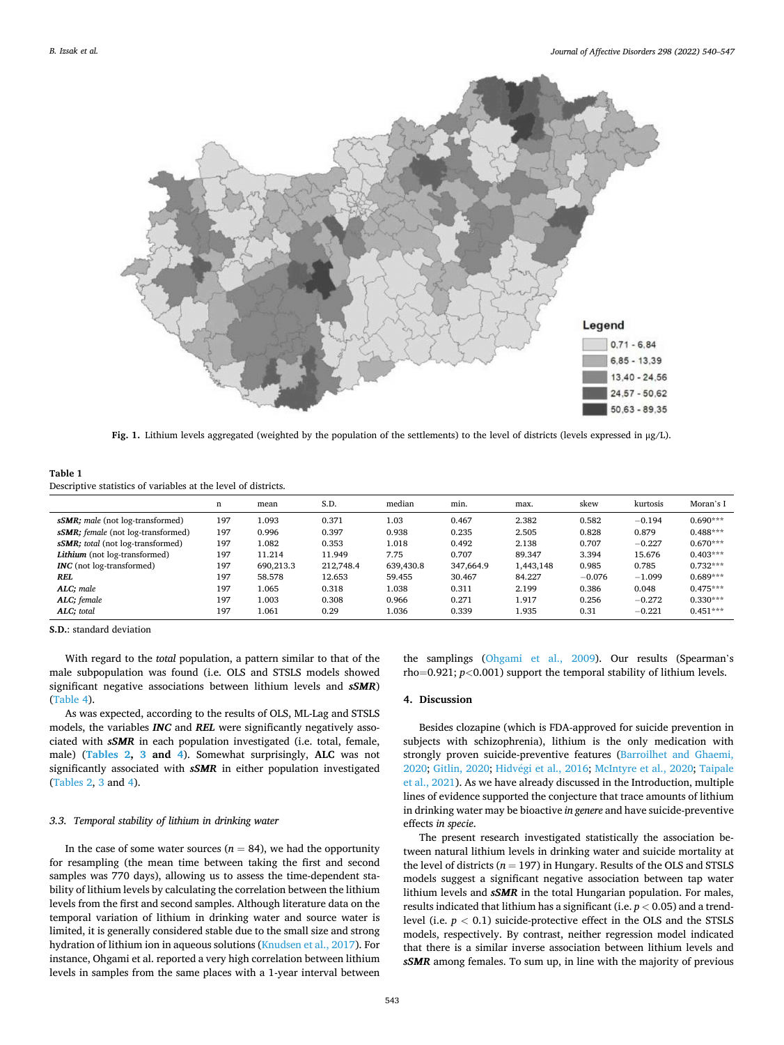Fig. 1. Lithium levels aggregated (weighted by the population of the settlements) to the level of districts (levels expressed in μg/L).

**Table 1**
Descriptive statistics of variables at the level of districts.

| | n | mean | S.D. | median | min. | max. | skew | kurtosis | Moran's I |
|---|---|---|---|---|---|---|---|---|---|
| ***sSMR**; male* (not log-transformed) | 197 | 1.093 | 0.371 | 1.03 | 0.467 | 2.382 | 0.582 | −0.194 | 0.690*** |
| ***sSMR**; female* (not log-transformed) | 197 | 0.996 | 0.397 | 0.938 | 0.235 | 2.505 | 0.828 | 0.879 | 0.488*** |
| ***sSMR**; total* (not log-transformed) | 197 | 1.082 | 0.353 | 1.018 | 0.492 | 2.138 | 0.707 | −0.227 | 0.670*** |
| ***Lithium*** (not log-transformed) | 197 | 11.214 | 11.949 | 7.75 | 0.707 | 89.347 | 3.394 | 15.676 | 0.403*** |
| ***INC*** (not log-transformed) | 197 | 690,213.3 | 212,748.4 | 639,430.8 | 347,664.9 | 1,443,148 | 0.985 | 0.785 | 0.732*** |
| ***REL*** | 197 | 58.578 | 12.653 | 59.455 | 30.467 | 84.227 | −0.076 | −1.099 | 0.689*** |
| ***ALC**; male* | 197 | 1.065 | 0.318 | 1.038 | 0.311 | 2.199 | 0.386 | 0.048 | 0.475*** |
| ***ALC**; female* | 197 | 1.003 | 0.308 | 0.966 | 0.271 | 1.917 | 0.256 | −0.272 | 0.330*** |
| ***ALC**; total* | 197 | 1.061 | 0.29 | 1.036 | 0.339 | 1.935 | 0.31 | −0.221 | 0.451*** |

**S.D.**: standard deviation

With regard to the *total* population, a pattern similar to that of the male subpopulation was found (i.e. OLS and STSLS models showed significant negative associations between lithium levels and ***sSMR***) (Table 4).

As was expected, according to the results of OLS, ML-Lag and STSLS models, the variables ***INC*** and ***REL*** were significantly negatively associated with ***sSMR*** in each population investigated (i.e. total, female, male) (**Tables 2, 3 and 4**). Somewhat surprisingly, **ALC** was not significantly associated with ***sSMR*** in either population investigated (Tables 2, 3 and 4).

### *3.3. Temporal stability of lithium in drinking water*

In the case of some water sources ($n = 84$), we had the opportunity for resampling (the mean time between taking the first and second samples was 770 days), allowing us to assess the time-dependent stability of lithium levels by calculating the correlation between the lithium levels from the first and second samples. Although literature data on the temporal variation of lithium in drinking water and source water is limited, it is generally considered stable due to the small size and strong hydration of lithium ion in aqueous solutions (Knudsen et al., 2017). For instance, Ohgami et al. reported a very high correlation between lithium levels in samples from the same places with a 1-year interval between the samplings (Ohgami et al., 2009). Our results (Spearman's rho=0.921; $p<0.001$) support the temporal stability of lithium levels.

## 4. Discussion

Besides clozapine (which is FDA-approved for suicide prevention in subjects with schizophrenia), lithium is the only medication with strongly proven suicide-preventive features (Barroilhet and Ghaemi, 2020; Gitlin, 2020; Hidvégi et al., 2016; McIntyre et al., 2020; Taipale et al., 2021). As we have already discussed in the Introduction, multiple lines of evidence supported the conjecture that trace amounts of lithium in drinking water may be bioactive *in genere* and have suicide-preventive effects *in specie*.

The present research investigated statistically the association between natural lithium levels in drinking water and suicide mortality at the level of districts ($n = 197$) in Hungary. Results of the OLS and STSLS models suggest a significant negative association between tap water lithium levels and ***sSMR*** in the total Hungarian population. For males, results indicated that lithium has a significant (i.e. $p < 0.05$) and a trend-level (i.e. $p < 0.1$) suicide-protective effect in the OLS and the STSLS models, respectively. By contrast, neither regression model indicated that there is a similar inverse association between lithium levels and ***sSMR*** among females. To sum up, in line with the majority of previous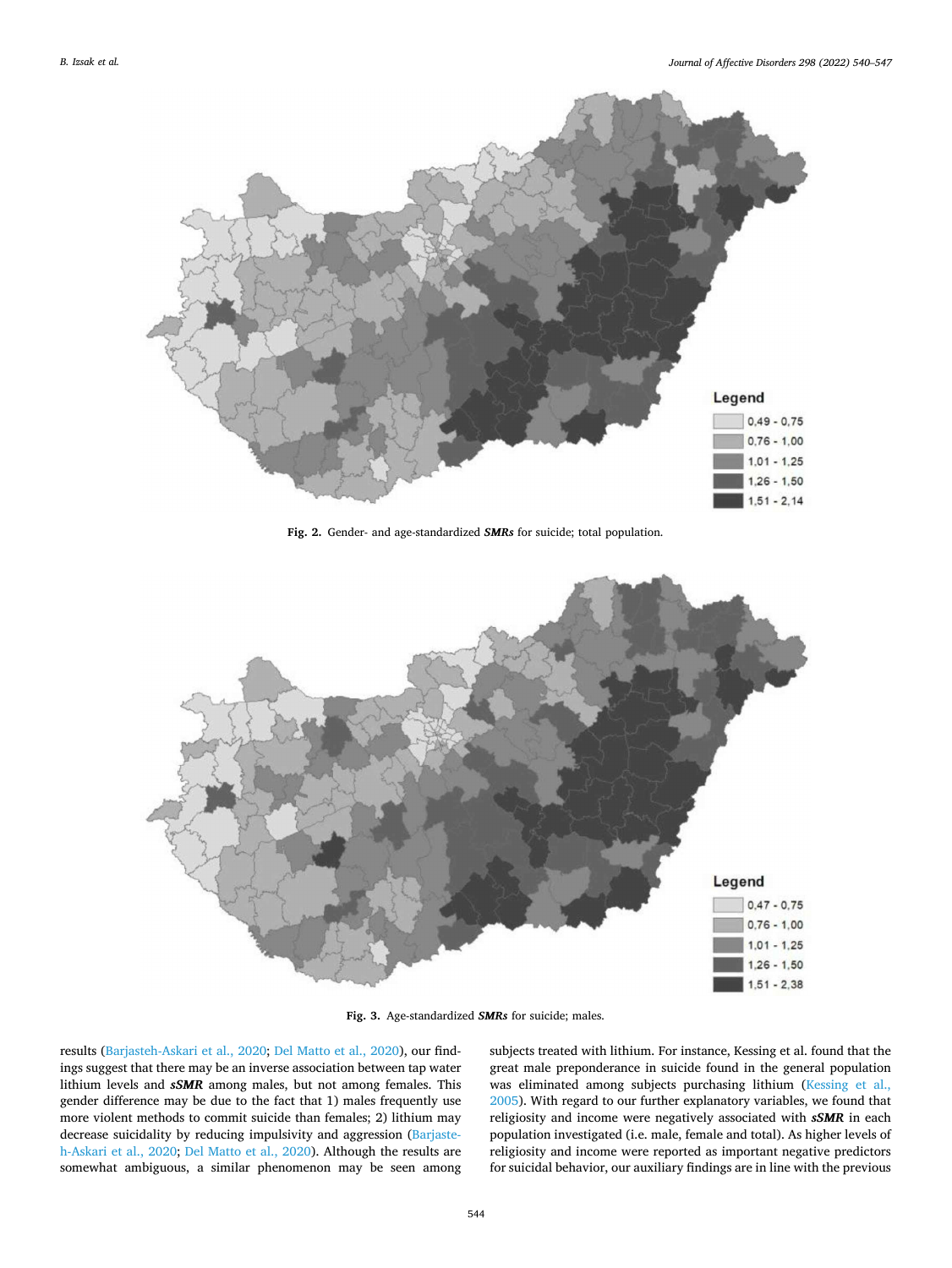Legend

0,49 - 0,75
0,76 - 1,00
1,01 - 1,25
1,26 - 1,50
1,51 - 2,14

**Fig. 2.** Gender- and age-standardized ***SMRs*** for suicide; total population.

Legend

0,47 - 0,75
0,76 - 1,00
1,01 - 1,25
1,26 - 1,50
1,51 - 2,38

**Fig. 3.** Age-standardized ***SMRs*** for suicide; males.

results (Barjasteh-Askari et al., 2020; Del Matto et al., 2020), our findings suggest that there may be an inverse association between tap water lithium levels and ***sSMR*** among males, but not among females. This gender difference may be due to the fact that 1) males frequently use more violent methods to commit suicide than females; 2) lithium may decrease suicidality by reducing impulsivity and aggression (Barjasteh-Askari et al., 2020; Del Matto et al., 2020). Although the results are somewhat ambiguous, a similar phenomenon may be seen among subjects treated with lithium. For instance, Kessing et al. found that the great male preponderance in suicide found in the general population was eliminated among subjects purchasing lithium (Kessing et al., 2005). With regard to our further explanatory variables, we found that religiosity and income were negatively associated with ***sSMR*** in each population investigated (i.e. male, female and total). As higher levels of religiosity and income were reported as important negative predictors for suicidal behavior, our auxiliary findings are in line with the previous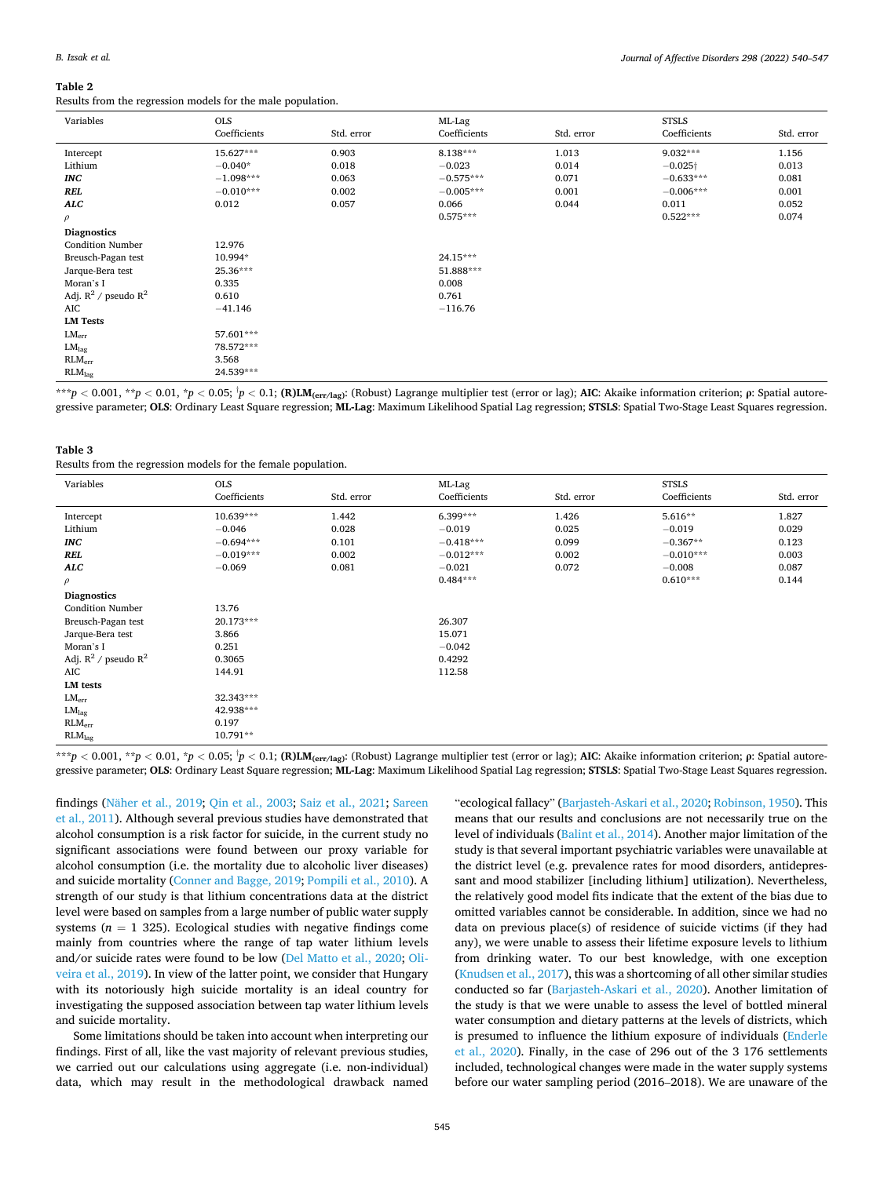**Table 2**

Results from the regression models for the male population.

| Variables | OLS | | ML-Lag | | STSLS | |
|---|---|---|---|---|---|---|
| | Coefficients | Std. error | Coefficients | Std. error | Coefficients | Std. error |
| Intercept | 15.627*** | 0.903 | 8.138*** | 1.013 | 9.032*** | 1.156 |
| Lithium | −0.040* | 0.018 | −0.023 | 0.014 | −0.025† | 0.013 |
| ***INC*** | −1.098*** | 0.063 | −0.575*** | 0.071 | −0.633*** | 0.081 |
| ***REL*** | −0.010*** | 0.002 | −0.005*** | 0.001 | −0.006*** | 0.001 |
| ***ALC*** | 0.012 | 0.057 | 0.066 | 0.044 | 0.011 | 0.052 |
| $\rho$ | | | 0.575*** | | 0.522*** | 0.074 |
| **Diagnostics** | | | | | | |
| Condition Number | 12.976 | | | | | |
| Breusch-Pagan test | 10.994* | | 24.15*** | | | |
| Jarque-Bera test | 25.36*** | | 51.888*** | | | |
| Moran's I | 0.335 | | 0.008 | | | |
| Adj. $R^2$ / pseudo $R^2$ | 0.610 | | 0.761 | | | |
| AIC | −41.146 | | −116.76 | | | |
| **LM Tests** | | | | | | |
| $LM_{err}$ | 57.601*** | | | | | |
| $LM_{lag}$ | 78.572*** | | | | | |
| $RLM_{err}$ | 3.568 | | | | | |
| $RLM_{lag}$ | 24.539*** | | | | | |

***$p < 0.001$, **$p < 0.01$, *$p < 0.05$; †$p < 0.1$; **(R)LM$_{(err/lag)}$**: (Robust) Lagrange multiplier test (error or lag); **AIC**: Akaike information criterion; **$\rho$**: Spatial autoregressive parameter; **OLS**: Ordinary Least Square regression; **ML-Lag**: Maximum Likelihood Spatial Lag regression; **STSLS**: Spatial Two-Stage Least Squares regression.

**Table 3**

Results from the regression models for the female population.

| Variables | OLS | | ML-Lag | | STSLS | |
|---|---|---|---|---|---|---|
| | Coefficients | Std. error | Coefficients | Std. error | Coefficients | Std. error |
| Intercept | 10.639*** | 1.442 | 6.399*** | 1.426 | 5.616** | 1.827 |
| Lithium | −0.046 | 0.028 | −0.019 | 0.025 | −0.019 | 0.029 |
| ***INC*** | −0.694*** | 0.101 | −0.418*** | 0.099 | −0.367** | 0.123 |
| ***REL*** | −0.019*** | 0.002 | −0.012*** | 0.002 | −0.010*** | 0.003 |
| ***ALC*** | −0.069 | 0.081 | −0.021 | 0.072 | −0.008 | 0.087 |
| $\rho$ | | | 0.484*** | | 0.610*** | 0.144 |
| **Diagnostics** | | | | | | |
| Condition Number | 13.76 | | | | | |
| Breusch-Pagan test | 20.173*** | | 26.307 | | | |
| Jarque-Bera test | 3.866 | | 15.071 | | | |
| Moran's I | 0.251 | | −0.042 | | | |
| Adj. $R^2$ / pseudo $R^2$ | 0.3065 | | 0.4292 | | | |
| AIC | 144.91 | | 112.58 | | | |
| **LM tests** | | | | | | |
| $LM_{err}$ | 32.343*** | | | | | |
| $LM_{lag}$ | 42.938*** | | | | | |
| $RLM_{err}$ | 0.197 | | | | | |
| $RLM_{lag}$ | 10.791** | | | | | |

***$p < 0.001$, **$p < 0.01$, *$p < 0.05$; †$p < 0.1$; **(R)LM$_{(err/lag)}$**: (Robust) Lagrange multiplier test (error or lag); **AIC**: Akaike information criterion; **$\rho$**: Spatial autoregressive parameter; **OLS**: Ordinary Least Square regression; **ML-Lag**: Maximum Likelihood Spatial Lag regression; **STSLS**: Spatial Two-Stage Least Squares regression.

findings (Näher et al., 2019; Qin et al., 2003; Saiz et al., 2021; Sareen et al., 2011). Although several previous studies have demonstrated that alcohol consumption is a risk factor for suicide, in the current study no significant associations were found between our proxy variable for alcohol consumption (i.e. the mortality due to alcoholic liver diseases) and suicide mortality (Conner and Bagge, 2019; Pompili et al., 2010). A strength of our study is that lithium concentrations data at the district level were based on samples from a large number of public water supply systems ($n$ = 1 325). Ecological studies with negative findings come mainly from countries where the range of tap water lithium levels and/or suicide rates were found to be low (Del Matto et al., 2020; Oliveira et al., 2019). In view of the latter point, we consider that Hungary with its notoriously high suicide mortality is an ideal country for investigating the supposed association between tap water lithium levels and suicide mortality.

Some limitations should be taken into account when interpreting our findings. First of all, like the vast majority of relevant previous studies, we carried out our calculations using aggregate (i.e. non-individual) data, which may result in the methodological drawback named "ecological fallacy" (Barjasteh-Askari et al., 2020; Robinson, 1950). This means that our results and conclusions are not necessarily true on the level of individuals (Balint et al., 2014). Another major limitation of the study is that several important psychiatric variables were unavailable at the district level (e.g. prevalence rates for mood disorders, antidepressant and mood stabilizer [including lithium] utilization). Nevertheless, the relatively good model fits indicate that the extent of the bias due to omitted variables cannot be considerable. In addition, since we had no data on previous place(s) of residence of suicide victims (if they had any), we were unable to assess their lifetime exposure levels to lithium from drinking water. To our best knowledge, with one exception (Knudsen et al., 2017), this was a shortcoming of all other similar studies conducted so far (Barjasteh-Askari et al., 2020). Another limitation of the study is that we were unable to assess the level of bottled mineral water consumption and dietary patterns at the levels of districts, which is presumed to influence the lithium exposure of individuals (Enderle et al., 2020). Finally, in the case of 296 out of the 3 176 settlements included, technological changes were made in the water supply systems before our water sampling period (2016–2018). We are unaware of the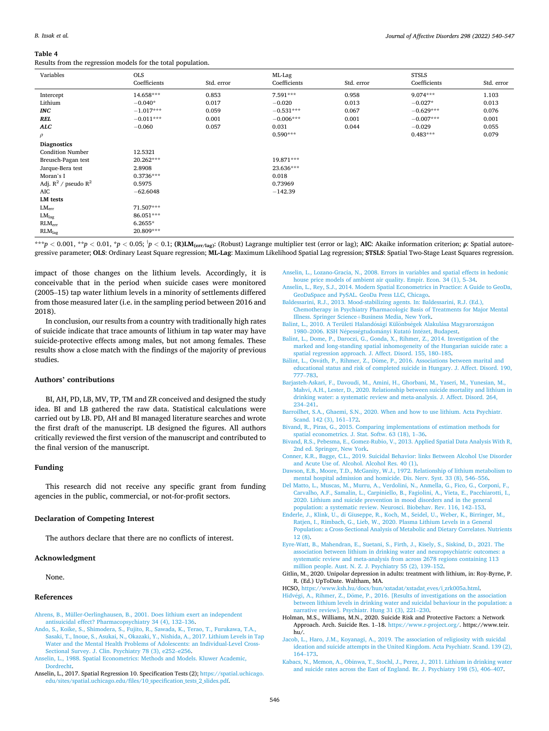**Table 4**

Results from the regression models for the total population.

| Variables | OLS | | ML-Lag | | STSLS | |
|---|---|---|---|---|---|---|
| | Coefficients | Std. error | Coefficients | Std. error | Coefficients | Std. error |
| Intercept | 14.658*** | 0.853 | 7.591*** | 0.958 | 9.074*** | 1.103 |
| Lithium | −0.040* | 0.017 | −0.020 | 0.013 | −0.027* | 0.013 |
| ***INC*** | −1.017*** | 0.059 | −0.531*** | 0.067 | −0.629*** | 0.076 |
| ***REL*** | −0.011*** | 0.001 | −0.006*** | 0.001 | −0.007*** | 0.001 |
| ***ALC*** | −0.060 | 0.057 | 0.031 | 0.044 | −0.029 | 0.055 |
| $\rho$ | | | 0.590*** | | 0.483*** | 0.079 |
| **Diagnostics** | | | | | | |
| Condition Number | 12.5321 | | | | | |
| Breusch-Pagan test | 20.262*** | | 19.871*** | | | |
| Jarque-Bera test | 2.8908 | | 23.636*** | | | |
| Moran's I | 0.3736*** | | 0.018 | | | |
| Adj. $R^2$ / pseudo $R^2$ | 0.5975 | | 0.73969 | | | |
| AIC | −62.6048 | | −142.39 | | | |
| **LM tests** | | | | | | |
| $LM_{err}$ | 71.507*** | | | | | |
| $LM_{lag}$ | 86.051*** | | | | | |
| $RLM_{err}$ | 6.2655* | | | | | |
| $RLM_{lag}$ | 20.809*** | | | | | |

***$p < 0.001$, **$p < 0.01$, *$p < 0.05$; ${}^{\dagger}p < 0.1$; **(R)LM$_{(err/lag)}$**: (Robust) Lagrange multiplier test (error or lag); **AIC**: Akaike information criterion; **$\rho$**: Spatial autoregressive parameter; **OLS**: Ordinary Least Square regression; **ML-Lag**: Maximum Likelihood Spatial Lag regression; **STSLS**: Spatial Two-Stage Least Squares regression.

impact of those changes on the lithium levels. Accordingly, it is conceivable that in the period when suicide cases were monitored (2005–15) tap water lithium levels in a minority of settlements differed from those measured later (i.e. in the sampling period between 2016 and 2018).

In conclusion, our results from a country with traditionally high rates of suicide indicate that trace amounts of lithium in tap water may have suicide-protective effects among males, but not among females. These results show a close match with the findings of the majority of previous studies.

## Authors' contributions

BI, AH, PD, LB, MV, TP, TM and ZR conceived and designed the study idea. BI and LB gathered the raw data. Statistical calculations were carried out by LB. PD, AH and BI managed literature searches and wrote the first draft of the manuscript. LB designed the figures. All authors critically reviewed the first version of the manuscript and contributed to the final version of the manuscript.

## Funding

This research did not receive any specific grant from funding agencies in the public, commercial, or not-for-profit sectors.

## Declaration of Competing Interest

The authors declare that there are no conflicts of interest.

## Acknowledgment

None.

## References

Ahrens, B., Müller-Oerlinghausen, B., 2001. Does lithium exert an independent antisuicidal effect? Pharmacopsychiatry 34 (4), 132–136.

Ando, S., Koike, S., Shimodera, S., Fujito, R., Sawada, K., Terao, T., Furukawa, T.A., Sasaki, T., Inoue, S., Asukai, N., Okazaki, Y., Nishida, A., 2017. Lithium Levels in Tap Water and the Mental Health Problems of Adolescents: an Individual-Level Cross-Sectional Survey. J. Clin. Psychiatry 78 (3), e252–e256.

Anselin, L., 1988. Spatial Econometrics: Methods and Models. Kluwer Academic, Dordrecht.

Anselin, L., 2017. Spatial Regression 10. Specification Tests (2); https://spatial.uchicago.edu/sites/spatial.uchicago.edu/files/10_specification_tests_2_slides.pdf.

Anselin, L., Lozano-Gracia, N., 2008. Errors in variables and spatial effects in hedonic house price models of ambient air quality. Empir. Econ. 34 (1), 5–34.

Anselin, L., Rey, S.J., 2014. Modern Spatial Econometrics in Practice: A Guide to GeoDa, GeoDaSpace and PySAL. GeoDa Press LLC, Chicago.

Baldessarini, R.J., 2013. Mood-stabilizing agents. In: Baldessarini, R.J. (Ed.), Chemotherapy in Psychiatry Pharmacologic Basis of Treatments for Major Mental Illness. Springer Science+Business Media, New York.

Balint, L., 2010. A Területi Halandósági Különbségek Alakulása Magyarországon 1980–2006. KSH Népességtudományi Kutató Intézet, Budapest.

Balint, L., Dome, P., Daroczi, G., Gonda, X., Rihmer, Z., 2014. Investigation of the marked and long-standing spatial inhomogeneity of the Hungarian suicide rate: a spatial regression approach. J. Affect. Disord. 155, 180–185.

Bálint, L., Osváth, P., Rihmer, Z., Döme, P., 2016. Associations between marital and educational status and risk of completed suicide in Hungary. J. Affect. Disord. 190, 777–783.

Barjasteh-Askari, F., Davoudi, M., Amini, H., Ghorbani, M., Yaseri, M., Yunesian, M., Mahvi, A.H., Lester, D., 2020. Relationship between suicide mortality and lithium in drinking water: a systematic review and meta-analysis. J. Affect. Disord. 264, 234–241.

Barroilhet, S.A., Ghaemi, S.N., 2020. When and how to use lithium. Acta Psychiatr. Scand. 142 (3), 161–172.

Bivand, R., Piras, G., 2015. Comparing implementations of estimation methods for spatial econometrics. J. Stat. Softw. 63 (18), 1–36.

Bivand, R.S., Pebesma, E., Gomez-Rubio, V., 2013. Applied Spatial Data Analysis With R, 2nd ed. Springer, New York.

Conner, K.R., Bagge, C.L., 2019. Suicidal Behavior: links Between Alcohol Use Disorder and Acute Use of. Alcohol. Alcohol Res. 40 (1).

Dawson, E.B., Moore, T.D., McGanity, W.J., 1972. Relationship of lithium metabolism to mental hospital admission and homicide. Dis. Nerv. Syst. 33 (8), 546–556.

Del Matto, L., Muscas, M., Murru, A., Verdolini, N., Anmella, G., Fico, G., Corponi, F., Carvalho, A.F., Samalin, L., Carpiniello, B., Fagiolini, A., Vieta, E., Pacchiarotti, I., 2020. Lithium and suicide prevention in mood disorders and in the general population: a systematic review. Neurosci. Biobehav. Rev. 116, 142–153.

Enderle, J., Klink, U., di Giuseppe, R., Koch, M., Seidel, U., Weber, K., Birringer, M., Ratjen, I., Rimbach, G., Lieb, W., 2020. Plasma Lithium Levels in a General Population: a Cross-Sectional Analysis of Metabolic and Dietary Correlates. Nutrients 12 (8).

Eyre-Watt, B., Mahendran, E., Suetani, S., Firth, J., Kisely, S., Siskind, D., 2021. The association between lithium in drinking water and neuropsychiatric outcomes: a systematic review and meta-analysis from across 2678 regions containing 113 million people. Aust. N. Z. J. Psychiatry 55 (2), 139–152.

Gitlin, M., 2020. Unipolar depression in adults: treatment with lithium, in: Roy-Byrne, P. R. (Ed.) UpToDate. Waltham, MA.

HCSO, https://www.ksh.hu/docs/hun/xstadat/xstadat_eves/i_zrk005a.html.

Hidvégi, A., Rihmer, Z., Döme, P., 2016. [Results of investigations on the association between lithium levels in drinking water and suicidal behaviour in the population: a narrative review]. Psychiatr. Hung 31 (3), 221–230.

Holman, M.S., Williams, M.N., 2020. Suicide Risk and Protective Factors: a Network Approach. Arch. Suicide Res. 1–18. https://www.r-project.org/. https://www.teir.hu/.

Jacob, L., Haro, J.M., Koyanagi, A., 2019. The association of religiosity with suicidal ideation and suicide attempts in the United Kingdom. Acta Psychiatr. Scand. 139 (2), 164–173.

Kabacs, N., Memon, A., Obinwa, T., Stochl, J., Perez, J., 2011. Lithium in drinking water and suicide rates across the East of England. Br. J. Psychiatry 198 (5), 406–407.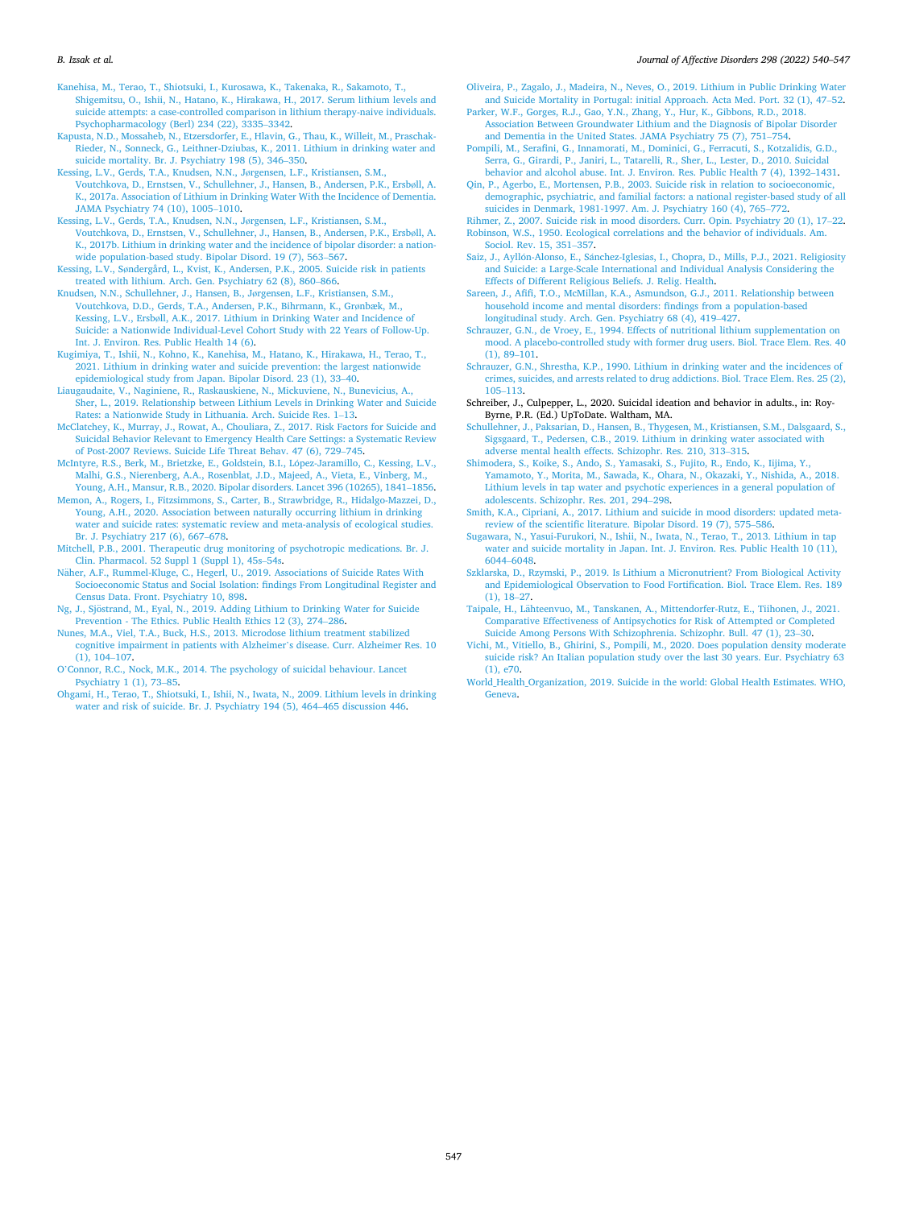Kanehisa, M., Terao, T., Shiotsuki, I., Kurosawa, K., Takenaka, R., Sakamoto, T., Shigemitsu, O., Ishii, N., Hatano, K., Hirakawa, H., 2017. Serum lithium levels and suicide attempts: a case-controlled comparison in lithium therapy-naive individuals. Psychopharmacology (Berl) 234 (22), 3335–3342.

Kapusta, N.D., Mossaheb, N., Etzersdorfer, E., Hlavin, G., Thau, K., Willeit, M., Praschak-Rieder, N., Sonneck, G., Leithner-Dziubas, K., 2011. Lithium in drinking water and suicide mortality. Br. J. Psychiatry 198 (5), 346–350.

Kessing, L.V., Gerds, T.A., Knudsen, N.N., Jørgensen, L.F., Kristiansen, S.M., Voutchkova, D., Ernstsen, V., Schullehner, J., Hansen, B., Andersen, P.K., Ersbøll, A. K., 2017a. Association of Lithium in Drinking Water With the Incidence of Dementia. JAMA Psychiatry 74 (10), 1005–1010.

Kessing, L.V., Gerds, T.A., Knudsen, N.N., Jørgensen, L.F., Kristiansen, S.M., Voutchkova, D., Ernstsen, V., Schullehner, J., Hansen, B., Andersen, P.K., Ersbøll, A. K., 2017b. Lithium in drinking water and the incidence of bipolar disorder: a nation-wide population-based study. Bipolar Disord. 19 (7), 563–567.

Kessing, L.V., Søndergård, L., Kvist, K., Andersen, P.K., 2005. Suicide risk in patients treated with lithium. Arch. Gen. Psychiatry 62 (8), 860–866.

Knudsen, N.N., Schullehner, J., Hansen, B., Jørgensen, L.F., Kristiansen, S.M., Voutchkova, D.D., Gerds, T.A., Andersen, P.K., Bihrmann, K., Grønbæk, M., Kessing, L.V., Ersbøll, A.K., 2017. Lithium in Drinking Water and Incidence of Suicide: a Nationwide Individual-Level Cohort Study with 22 Years of Follow-Up. Int. J. Environ. Res. Public Health 14 (6).

Kugimiya, T., Ishii, N., Kohno, K., Kanehisa, M., Hatano, K., Hirakawa, H., Terao, T., 2021. Lithium in drinking water and suicide prevention: the largest nationwide epidemiological study from Japan. Bipolar Disord. 23 (1), 33–40.

Liaugaudaite, V., Naginiene, R., Raskauskiene, N., Mickuviene, N., Bunevicius, A., Sher, L., 2019. Relationship between Lithium Levels in Drinking Water and Suicide Rates: a Nationwide Study in Lithuania. Arch. Suicide Res. 1–13.

McClatchey, K., Murray, J., Rowat, A., Chouliara, Z., 2017. Risk Factors for Suicide and Suicidal Behavior Relevant to Emergency Health Care Settings: a Systematic Review of Post-2007 Reviews. Suicide Life Threat Behav. 47 (6), 729–745.

McIntyre, R.S., Berk, M., Brietzke, E., Goldstein, B.I., López-Jaramillo, C., Kessing, L.V., Malhi, G.S., Nierenberg, A.A., Rosenblat, J.D., Majeed, A., Vieta, E., Vinberg, M., Young, A.H., Mansur, R.B., 2020. Bipolar disorders. Lancet 396 (10265), 1841–1856.

Memon, A., Rogers, I., Fitzsimmons, S., Carter, B., Strawbridge, R., Hidalgo-Mazzei, D., Young, A.H., 2020. Association between naturally occurring lithium in drinking water and suicide rates: systematic review and meta-analysis of ecological studies. Br. J. Psychiatry 217 (6), 667–678.

Mitchell, P.B., 2001. Therapeutic drug monitoring of psychotropic medications. Br. J. Clin. Pharmacol. 52 Suppl 1 (Suppl 1), 45s–54s.

Näher, A.F., Rummel-Kluge, C., Hegerl, U., 2019. Associations of Suicide Rates With Socioeconomic Status and Social Isolation: findings From Longitudinal Register and Census Data. Front. Psychiatry 10, 898.

Ng, J., Sjöstrand, M., Eyal, N., 2019. Adding Lithium to Drinking Water for Suicide Prevention - The Ethics. Public Health Ethics 12 (3), 274–286.

Nunes, M.A., Viel, T.A., Buck, H.S., 2013. Microdose lithium treatment stabilized cognitive impairment in patients with Alzheimer's disease. Curr. Alzheimer Res. 10 (1), 104–107.

O'Connor, R.C., Nock, M.K., 2014. The psychology of suicidal behaviour. Lancet Psychiatry 1 (1), 73–85.

Ohgami, H., Terao, T., Shiotsuki, I., Ishii, N., Iwata, N., 2009. Lithium levels in drinking water and risk of suicide. Br. J. Psychiatry 194 (5), 464–465 discussion 446.

Oliveira, P., Zagalo, J., Madeira, N., Neves, O., 2019. Lithium in Public Drinking Water and Suicide Mortality in Portugal: initial Approach. Acta Med. Port. 32 (1), 47–52.

Parker, W.F., Gorges, R.J., Gao, Y.N., Zhang, Y., Hur, K., Gibbons, R.D., 2018. Association Between Groundwater Lithium and the Diagnosis of Bipolar Disorder and Dementia in the United States. JAMA Psychiatry 75 (7), 751–754.

Pompili, M., Serafini, G., Innamorati, M., Dominici, G., Ferracuti, S., Kotzalidis, G.D., Serra, G., Girardi, P., Janiri, L., Tatarelli, R., Sher, L., Lester, D., 2010. Suicidal behavior and alcohol abuse. Int. J. Environ. Res. Public Health 7 (4), 1392–1431.

Qin, P., Agerbo, E., Mortensen, P.B., 2003. Suicide risk in relation to socioeconomic, demographic, psychiatric, and familial factors: a national register-based study of all suicides in Denmark, 1981-1997. Am. J. Psychiatry 160 (4), 765–772.

Rihmer, Z., 2007. Suicide risk in mood disorders. Curr. Opin. Psychiatry 20 (1), 17–22.

Robinson, W.S., 1950. Ecological correlations and the behavior of individuals. Am. Sociol. Rev. 15, 351–357.

Saiz, J., Ayllón-Alonso, E., Sánchez-Iglesias, I., Chopra, D., Mills, P.J., 2021. Religiosity and Suicide: a Large-Scale International and Individual Analysis Considering the Effects of Different Religious Beliefs. J. Relig. Health.

Sareen, J., Afifi, T.O., McMillan, K.A., Asmundson, G.J., 2011. Relationship between household income and mental disorders: findings from a population-based longitudinal study. Arch. Gen. Psychiatry 68 (4), 419–427.

Schrauzer, G.N., de Vroey, E., 1994. Effects of nutritional lithium supplementation on mood. A placebo-controlled study with former drug users. Biol. Trace Elem. Res. 40 (1), 89–101.

Schrauzer, G.N., Shrestha, K.P., 1990. Lithium in drinking water and the incidences of crimes, suicides, and arrests related to drug addictions. Biol. Trace Elem. Res. 25 (2), 105–113.

Schreiber, J., Culpepper, L., 2020. Suicidal ideation and behavior in adults., in: Roy-Byrne, P.R. (Ed.) UpToDate. Waltham, MA.

Schullehner, J., Paksarian, D., Hansen, B., Thygesen, M., Kristiansen, S.M., Dalsgaard, S., Sigsgaard, T., Pedersen, C.B., 2019. Lithium in drinking water associated with adverse mental health effects. Schizophr. Res. 210, 313–315.

Shimodera, S., Koike, S., Ando, S., Yamasaki, S., Fujito, R., Endo, K., Iijima, Y., Yamamoto, Y., Morita, M., Sawada, K., Ohara, N., Okazaki, Y., Nishida, A., 2018. Lithium levels in tap water and psychotic experiences in a general population of adolescents. Schizophr. Res. 201, 294–298.

Smith, K.A., Cipriani, A., 2017. Lithium and suicide in mood disorders: updated meta-review of the scientific literature. Bipolar Disord. 19 (7), 575–586.

Sugawara, N., Yasui-Furukori, N., Ishii, N., Iwata, N., Terao, T., 2013. Lithium in tap water and suicide mortality in Japan. Int. J. Environ. Res. Public Health 10 (11), 6044–6048.

Szklarska, D., Rzymski, P., 2019. Is Lithium a Micronutrient? From Biological Activity and Epidemiological Observation to Food Fortification. Biol. Trace Elem. Res. 189 (1), 18–27.

Taipale, H., Lähteenvuo, M., Tanskanen, A., Mittendorfer-Rutz, E., Tiihonen, J., 2021. Comparative Effectiveness of Antipsychotics for Risk of Attempted or Completed Suicide Among Persons With Schizophrenia. Schizophr. Bull. 47 (1), 23–30.

Vichi, M., Vitiello, B., Ghirini, S., Pompili, M., 2020. Does population density moderate suicide risk? An Italian population study over the last 30 years. Eur. Psychiatry 63 (1), e70.

World_Health_Organization, 2019. Suicide in the world: Global Health Estimates. WHO, Geneva.